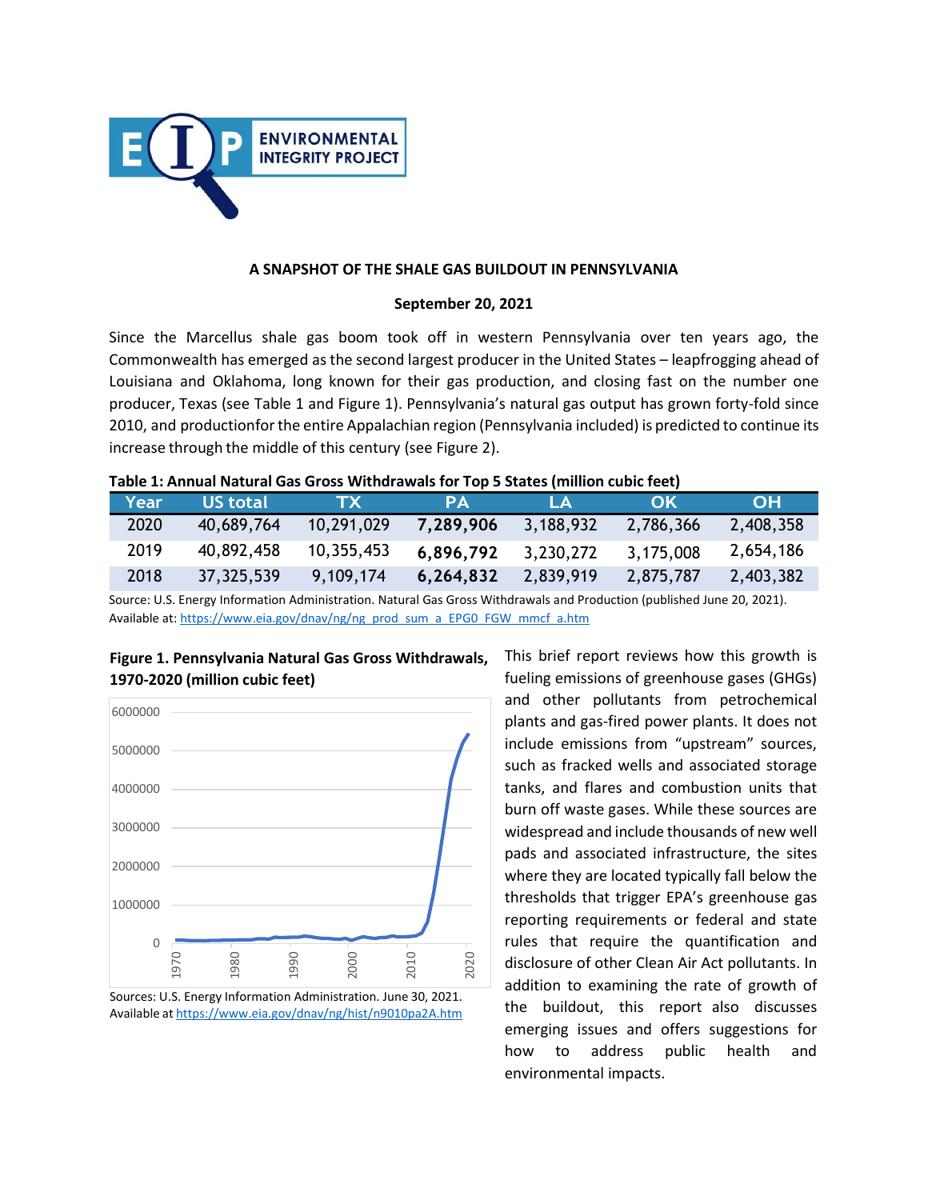**ENVIRONMENTAL INTEGRITY PROJECT**

# A SNAPSHOT OF THE SHALE GAS BUILDOUT IN PENNSYLVANIA

**September 20, 2021**

Since the Marcellus shale gas boom took off in western Pennsylvania over ten years ago, the Commonwealth has emerged as the second largest producer in the United States – leapfrogging ahead of Louisiana and Oklahoma, long known for their gas production, and closing fast on the number one producer, Texas (see Table 1 and Figure 1). Pennsylvania's natural gas output has grown forty-fold since 2010, and productionfor the entire Appalachian region (Pennsylvania included) is predicted to continue its increase through the middle of this century (see Figure 2).

**Table 1: Annual Natural Gas Gross Withdrawals for Top 5 States (million cubic feet)**

| Year | US total | TX | PA | LA | OK | OH |
|---|---|---|---|---|---|---|
| 2020 | 40,689,764 | 10,291,029 | **7,289,906** | 3,188,932 | 2,786,366 | 2,408,358 |
| 2019 | 40,892,458 | 10,355,453 | **6,896,792** | 3,230,272 | 3,175,008 | 2,654,186 |
| 2018 | 37,325,539 | 9,109,174 | **6,264,832** | 2,839,919 | 2,875,787 | 2,403,382 |

Source: U.S. Energy Information Administration. Natural Gas Gross Withdrawals and Production (published June 20, 2021). Available at: https://www.eia.gov/dnav/ng/ng_prod_sum_a_EPG0_FGW_mmcf_a.htm

**Figure 1. Pennsylvania Natural Gas Gross Withdrawals, 1970-2020 (million cubic feet)**

Sources: U.S. Energy Information Administration. June 30, 2021. Available at https://www.eia.gov/dnav/ng/hist/n9010pa2A.htm

This brief report reviews how this growth is fueling emissions of greenhouse gases (GHGs) and other pollutants from petrochemical plants and gas-fired power plants. It does not include emissions from "upstream" sources, such as fracked wells and associated storage tanks, and flares and combustion units that burn off waste gases. While these sources are widespread and include thousands of new well pads and associated infrastructure, the sites where they are located typically fall below the thresholds that trigger EPA's greenhouse gas reporting requirements or federal and state rules that require the quantification and disclosure of other Clean Air Act pollutants. In addition to examining the rate of growth of the buildout, this report also discusses emerging issues and offers suggestions for how to address public health and environmental impacts.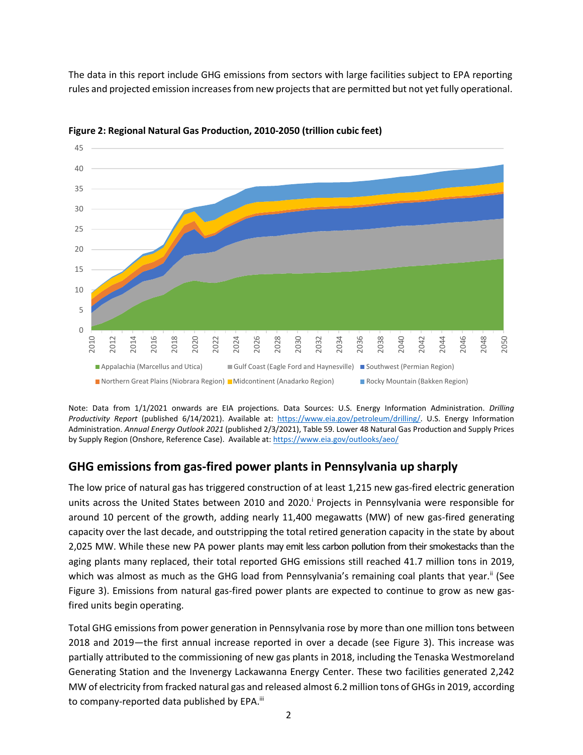The data in this report include GHG emissions from sectors with large facilities subject to EPA reporting rules and projected emission increases from new projects that are permitted but not yet fully operational.

**Figure 2: Regional Natural Gas Production, 2010-2050 (trillion cubic feet)**

Note: Data from 1/1/2021 onwards are EIA projections. Data Sources: U.S. Energy Information Administration. *Drilling Productivity Report* (published 6/14/2021). Available at: https://www.eia.gov/petroleum/drilling/. U.S. Energy Information Administration. *Annual Energy Outlook 2021* (published 2/3/2021), Table 59. Lower 48 Natural Gas Production and Supply Prices by Supply Region (Onshore, Reference Case). Available at: https://www.eia.gov/outlooks/aeo/

## GHG emissions from gas-fired power plants in Pennsylvania up sharply

The low price of natural gas has triggered construction of at least 1,215 new gas-fired electric generation units across the United States between 2010 and 2020.[i] Projects in Pennsylvania were responsible for around 10 percent of the growth, adding nearly 11,400 megawatts (MW) of new gas-fired generating capacity over the last decade, and outstripping the total retired generation capacity in the state by about 2,025 MW. While these new PA power plants may emit less carbon pollution from their smokestacks than the aging plants many replaced, their total reported GHG emissions still reached 41.7 million tons in 2019, which was almost as much as the GHG load from Pennsylvania's remaining coal plants that year.[ii] (See Figure 3). Emissions from natural gas-fired power plants are expected to continue to grow as new gas-fired units begin operating.

Total GHG emissions from power generation in Pennsylvania rose by more than one million tons between 2018 and 2019—the first annual increase reported in over a decade (see Figure 3). This increase was partially attributed to the commissioning of new gas plants in 2018, including the Tenaska Westmoreland Generating Station and the Invenergy Lackawanna Energy Center. These two facilities generated 2,242 MW of electricity from fracked natural gas and released almost 6.2 million tons of GHGs in 2019, according to company-reported data published by EPA.[iii]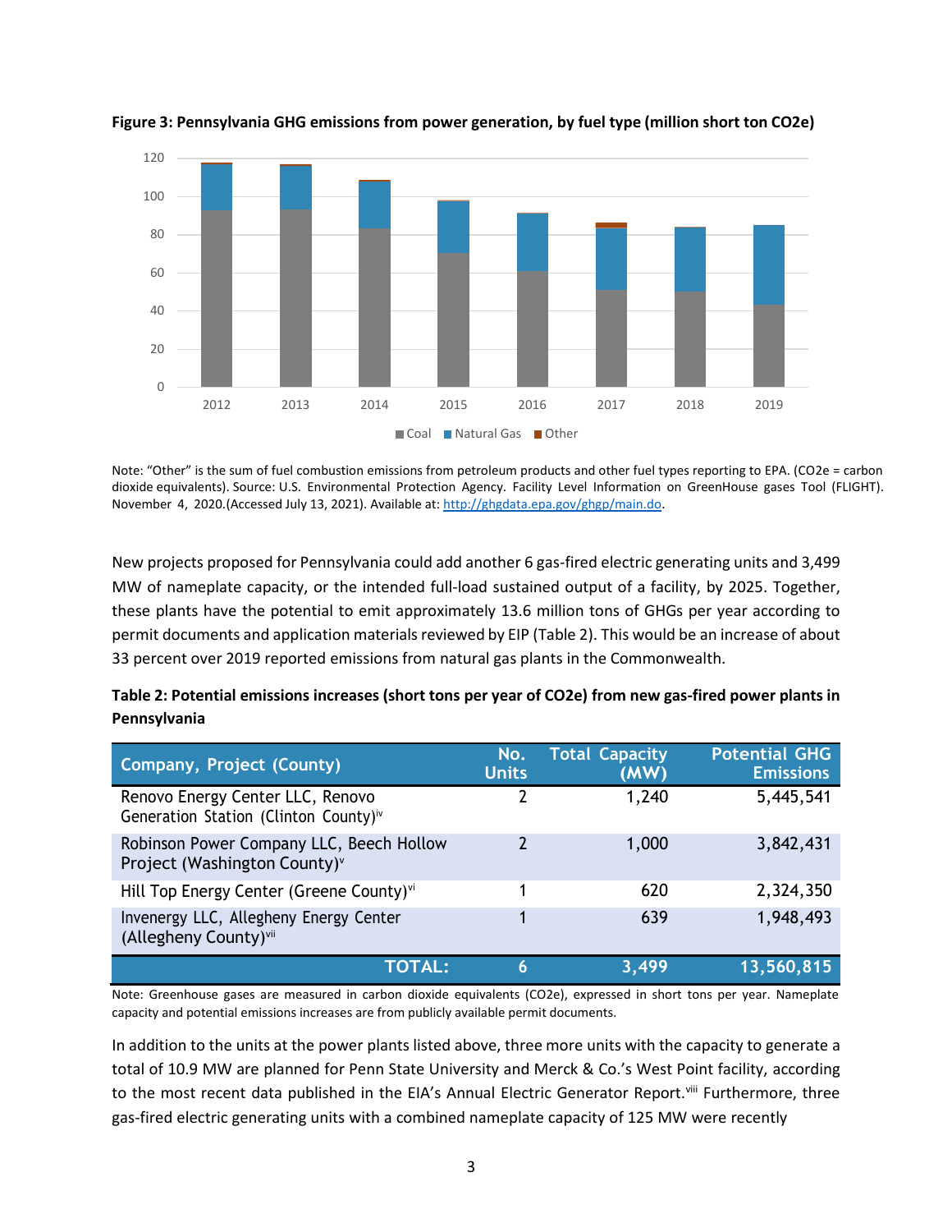**Figure 3: Pennsylvania GHG emissions from power generation, by fuel type (million short ton CO2e)**

Note: "Other" is the sum of fuel combustion emissions from petroleum products and other fuel types reporting to EPA. (CO2e = carbon dioxide equivalents). Source: U.S. Environmental Protection Agency. Facility Level Information on GreenHouse gases Tool (FLIGHT). November 4, 2020.(Accessed July 13, 2021). Available at: http://ghgdata.epa.gov/ghgp/main.do.

New projects proposed for Pennsylvania could add another 6 gas-fired electric generating units and 3,499 MW of nameplate capacity, or the intended full-load sustained output of a facility, by 2025. Together, these plants have the potential to emit approximately 13.6 million tons of GHGs per year according to permit documents and application materials reviewed by EIP (Table 2). This would be an increase of about 33 percent over 2019 reported emissions from natural gas plants in the Commonwealth.

**Table 2: Potential emissions increases (short tons per year of CO2e) from new gas-fired power plants in Pennsylvania**

| Company, Project (County) | No. Units | Total Capacity (MW) | Potential GHG Emissions |
|---|---|---|---|
| Renovo Energy Center LLC, Renovo Generation Station (Clinton County)[iv] | 2 | 1,240 | 5,445,541 |
| Robinson Power Company LLC, Beech Hollow Project (Washington County)[v] | 2 | 1,000 | 3,842,431 |
| Hill Top Energy Center (Greene County)[vi] | 1 | 620 | 2,324,350 |
| Invenergy LLC, Allegheny Energy Center (Allegheny County)[vii] | 1 | 639 | 1,948,493 |
| **TOTAL:** | **6** | **3,499** | **13,560,815** |

Note: Greenhouse gases are measured in carbon dioxide equivalents (CO2e), expressed in short tons per year. Nameplate capacity and potential emissions increases are from publicly available permit documents.

In addition to the units at the power plants listed above, three more units with the capacity to generate a total of 10.9 MW are planned for Penn State University and Merck & Co.'s West Point facility, according to the most recent data published in the EIA's Annual Electric Generator Report.[viii] Furthermore, three gas-fired electric generating units with a combined nameplate capacity of 125 MW were recently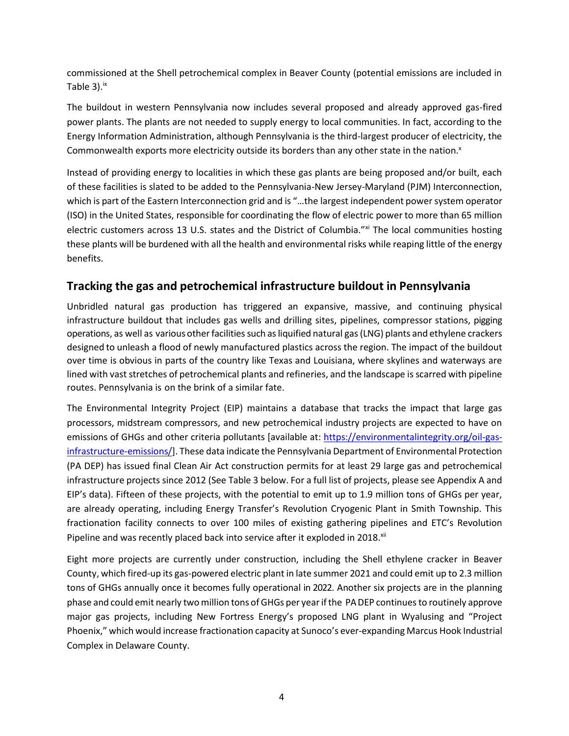commissioned at the Shell petrochemical complex in Beaver County (potential emissions are included in Table 3).[ix]

The buildout in western Pennsylvania now includes several proposed and already approved gas-fired power plants. The plants are not needed to supply energy to local communities. In fact, according to the Energy Information Administration, although Pennsylvania is the third-largest producer of electricity, the Commonwealth exports more electricity outside its borders than any other state in the nation.[x]

Instead of providing energy to localities in which these gas plants are being proposed and/or built, each of these facilities is slated to be added to the Pennsylvania-New Jersey-Maryland (PJM) Interconnection, which is part of the Eastern Interconnection grid and is "…the largest independent power system operator (ISO) in the United States, responsible for coordinating the flow of electric power to more than 65 million electric customers across 13 U.S. states and the District of Columbia."[xi] The local communities hosting these plants will be burdened with all the health and environmental risks while reaping little of the energy benefits.

## Tracking the gas and petrochemical infrastructure buildout in Pennsylvania

Unbridled natural gas production has triggered an expansive, massive, and continuing physical infrastructure buildout that includes gas wells and drilling sites, pipelines, compressor stations, pigging operations, as well as various other facilities such as liquified natural gas (LNG) plants and ethylene crackers designed to unleash a flood of newly manufactured plastics across the region. The impact of the buildout over time is obvious in parts of the country like Texas and Louisiana, where skylines and waterways are lined with vast stretches of petrochemical plants and refineries, and the landscape is scarred with pipeline routes. Pennsylvania is on the brink of a similar fate.

The Environmental Integrity Project (EIP) maintains a database that tracks the impact that large gas processors, midstream compressors, and new petrochemical industry projects are expected to have on emissions of GHGs and other criteria pollutants [available at: https://environmentalintegrity.org/oil-gas-infrastructure-emissions/]. These data indicate the Pennsylvania Department of Environmental Protection (PA DEP) has issued final Clean Air Act construction permits for at least 29 large gas and petrochemical infrastructure projects since 2012 (See Table 3 below. For a full list of projects, please see Appendix A and EIP's data). Fifteen of these projects, with the potential to emit up to 1.9 million tons of GHGs per year, are already operating, including Energy Transfer's Revolution Cryogenic Plant in Smith Township. This fractionation facility connects to over 100 miles of existing gathering pipelines and ETC's Revolution Pipeline and was recently placed back into service after it exploded in 2018.[xii]

Eight more projects are currently under construction, including the Shell ethylene cracker in Beaver County, which fired-up its gas-powered electric plant in late summer 2021 and could emit up to 2.3 million tons of GHGs annually once it becomes fully operational in 2022. Another six projects are in the planning phase and could emit nearly two million tons of GHGs per year if the PA DEP continues to routinely approve major gas projects, including New Fortress Energy's proposed LNG plant in Wyalusing and "Project Phoenix," which would increase fractionation capacity at Sunoco's ever-expanding Marcus Hook Industrial Complex in Delaware County.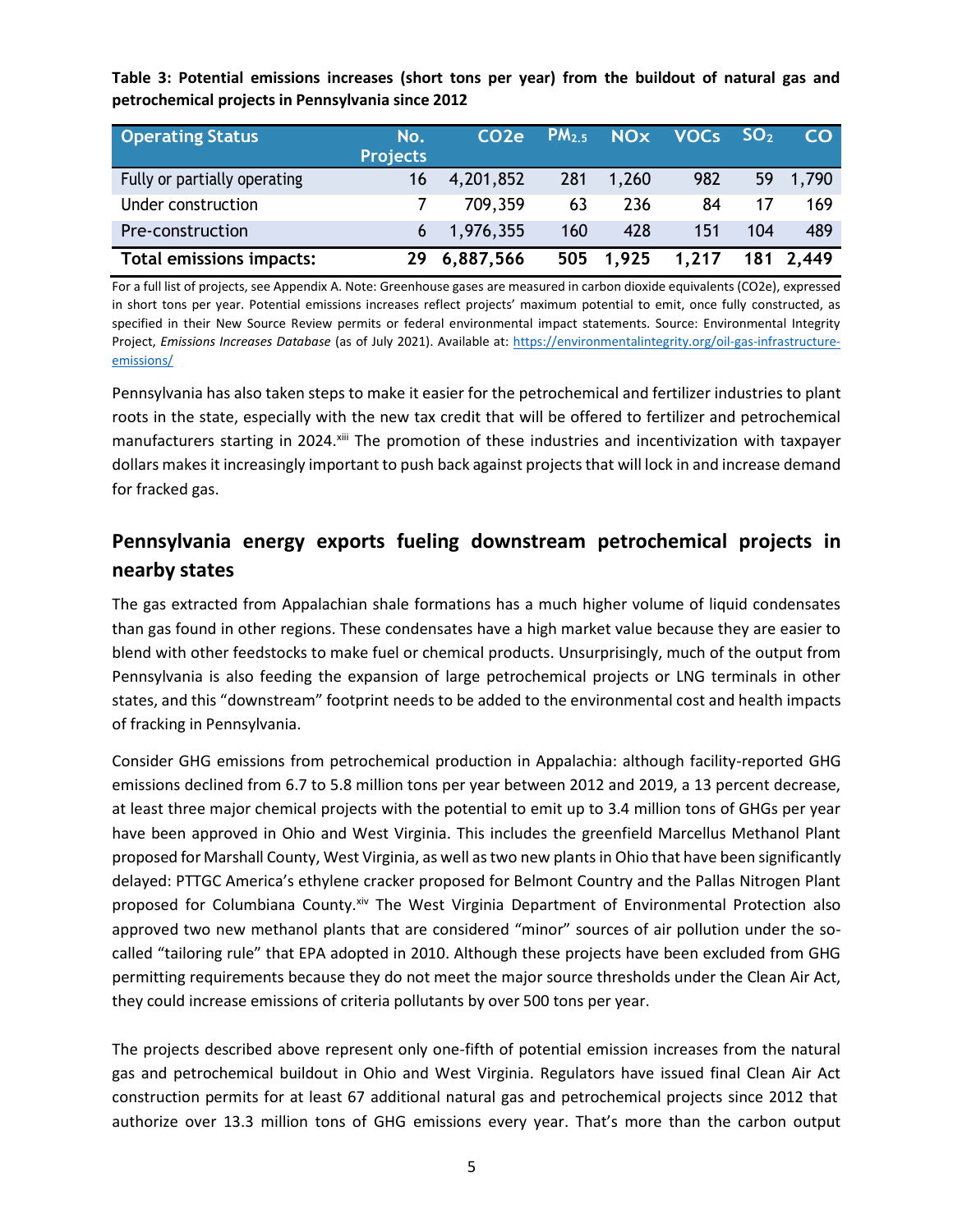**Table 3: Potential emissions increases (short tons per year) from the buildout of natural gas and petrochemical projects in Pennsylvania since 2012**

| Operating Status | No. Projects | CO2e | $PM_{2.5}$ | NOx | VOCs | $SO_2$ | CO |
|---|---|---|---|---|---|---|---|
| Fully or partially operating | 16 | 4,201,852 | 281 | 1,260 | 982 | 59 | 1,790 |
| Under construction | 7 | 709,359 | 63 | 236 | 84 | 17 | 169 |
| Pre-construction | 6 | 1,976,355 | 160 | 428 | 151 | 104 | 489 |
| **Total emissions impacts:** | **29** | **6,887,566** | **505** | **1,925** | **1,217** | **181** | **2,449** |

For a full list of projects, see Appendix A. Note: Greenhouse gases are measured in carbon dioxide equivalents (CO2e), expressed in short tons per year. Potential emissions increases reflect projects' maximum potential to emit, once fully constructed, as specified in their New Source Review permits or federal environmental impact statements. Source: Environmental Integrity Project, *Emissions Increases Database* (as of July 2021). Available at: https://environmentalintegrity.org/oil-gas-infrastructure-emissions/

Pennsylvania has also taken steps to make it easier for the petrochemical and fertilizer industries to plant roots in the state, especially with the new tax credit that will be offered to fertilizer and petrochemical manufacturers starting in 2024.[xiii] The promotion of these industries and incentivization with taxpayer dollars makes it increasingly important to push back against projects that will lock in and increase demand for fracked gas.

## Pennsylvania energy exports fueling downstream petrochemical projects in nearby states

The gas extracted from Appalachian shale formations has a much higher volume of liquid condensates than gas found in other regions. These condensates have a high market value because they are easier to blend with other feedstocks to make fuel or chemical products. Unsurprisingly, much of the output from Pennsylvania is also feeding the expansion of large petrochemical projects or LNG terminals in other states, and this "downstream" footprint needs to be added to the environmental cost and health impacts of fracking in Pennsylvania.

Consider GHG emissions from petrochemical production in Appalachia: although facility-reported GHG emissions declined from 6.7 to 5.8 million tons per year between 2012 and 2019, a 13 percent decrease, at least three major chemical projects with the potential to emit up to 3.4 million tons of GHGs per year have been approved in Ohio and West Virginia. This includes the greenfield Marcellus Methanol Plant proposed for Marshall County, West Virginia, as well as two new plants in Ohio that have been significantly delayed: PTTGC America's ethylene cracker proposed for Belmont Country and the Pallas Nitrogen Plant proposed for Columbiana County.[xiv] The West Virginia Department of Environmental Protection also approved two new methanol plants that are considered "minor" sources of air pollution under the so-called "tailoring rule" that EPA adopted in 2010. Although these projects have been excluded from GHG permitting requirements because they do not meet the major source thresholds under the Clean Air Act, they could increase emissions of criteria pollutants by over 500 tons per year.

The projects described above represent only one-fifth of potential emission increases from the natural gas and petrochemical buildout in Ohio and West Virginia. Regulators have issued final Clean Air Act construction permits for at least 67 additional natural gas and petrochemical projects since 2012 that authorize over 13.3 million tons of GHG emissions every year. That's more than the carbon output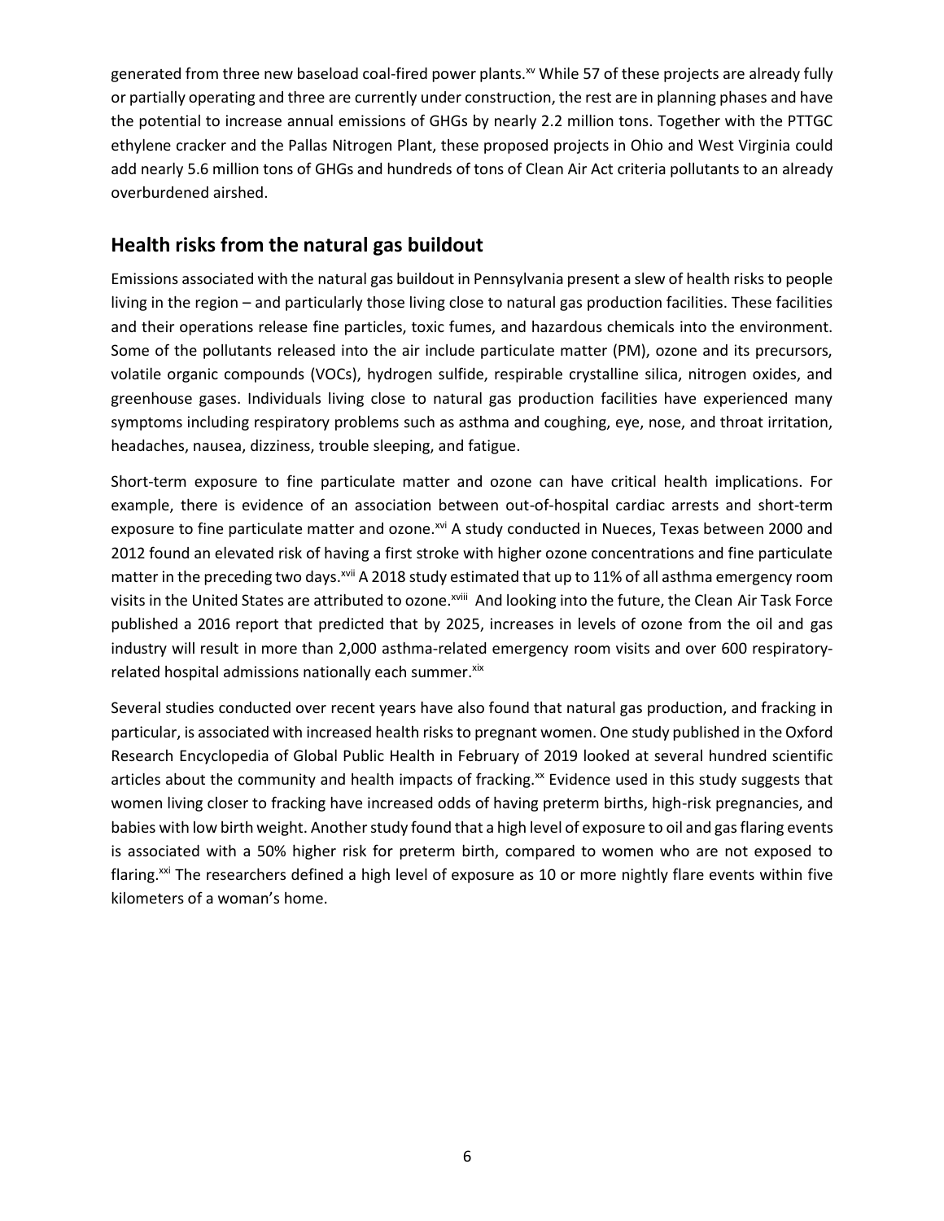generated from three new baseload coal-fired power plants.[xv] While 57 of these projects are already fully or partially operating and three are currently under construction, the rest are in planning phases and have the potential to increase annual emissions of GHGs by nearly 2.2 million tons. Together with the PTTGC ethylene cracker and the Pallas Nitrogen Plant, these proposed projects in Ohio and West Virginia could add nearly 5.6 million tons of GHGs and hundreds of tons of Clean Air Act criteria pollutants to an already overburdened airshed.

## Health risks from the natural gas buildout

Emissions associated with the natural gas buildout in Pennsylvania present a slew of health risks to people living in the region – and particularly those living close to natural gas production facilities. These facilities and their operations release fine particles, toxic fumes, and hazardous chemicals into the environment. Some of the pollutants released into the air include particulate matter (PM), ozone and its precursors, volatile organic compounds (VOCs), hydrogen sulfide, respirable crystalline silica, nitrogen oxides, and greenhouse gases. Individuals living close to natural gas production facilities have experienced many symptoms including respiratory problems such as asthma and coughing, eye, nose, and throat irritation, headaches, nausea, dizziness, trouble sleeping, and fatigue.

Short-term exposure to fine particulate matter and ozone can have critical health implications. For example, there is evidence of an association between out-of-hospital cardiac arrests and short-term exposure to fine particulate matter and ozone.[xvi] A study conducted in Nueces, Texas between 2000 and 2012 found an elevated risk of having a first stroke with higher ozone concentrations and fine particulate matter in the preceding two days.[xvii] A 2018 study estimated that up to 11% of all asthma emergency room visits in the United States are attributed to ozone.[xviii] And looking into the future, the Clean Air Task Force published a 2016 report that predicted that by 2025, increases in levels of ozone from the oil and gas industry will result in more than 2,000 asthma-related emergency room visits and over 600 respiratory-related hospital admissions nationally each summer.[xix]

Several studies conducted over recent years have also found that natural gas production, and fracking in particular, is associated with increased health risks to pregnant women. One study published in the Oxford Research Encyclopedia of Global Public Health in February of 2019 looked at several hundred scientific articles about the community and health impacts of fracking.[xx] Evidence used in this study suggests that women living closer to fracking have increased odds of having preterm births, high-risk pregnancies, and babies with low birth weight. Another study found that a high level of exposure to oil and gas flaring events is associated with a 50% higher risk for preterm birth, compared to women who are not exposed to flaring.[xxi] The researchers defined a high level of exposure as 10 or more nightly flare events within five kilometers of a woman's home.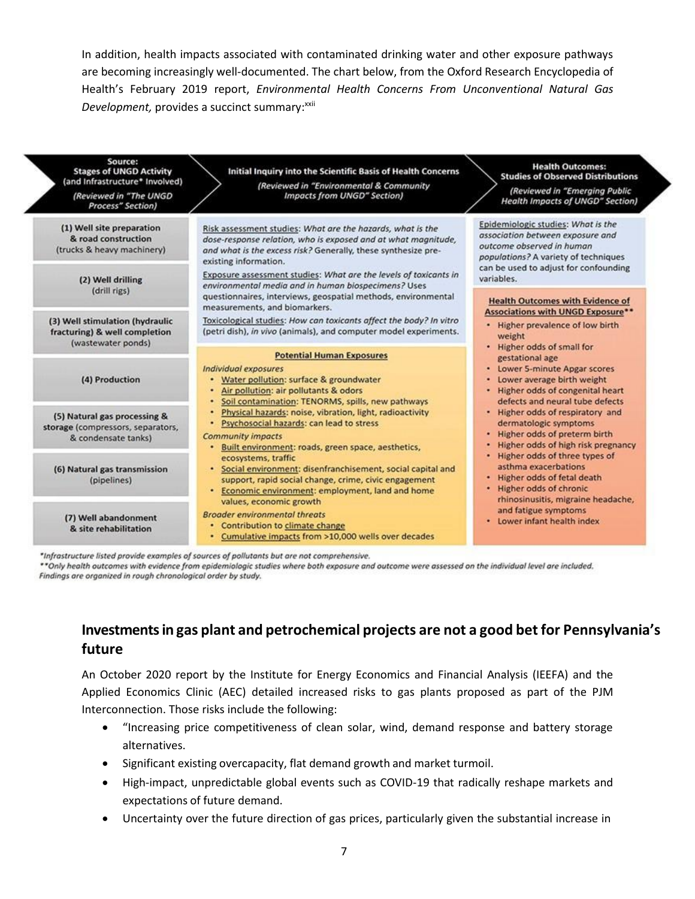In addition, health impacts associated with contaminated drinking water and other exposure pathways are becoming increasingly well-documented. The chart below, from the Oxford Research Encyclopedia of Health's February 2019 report, *Environmental Health Concerns From Unconventional Natural Gas Development,* provides a succinct summary:[xxii]

| **Source: Stages of UNGD Activity (and Infrastructure\* Involved)** *(Reviewed in "The UNGD Process" Section)* | **Initial Inquiry into the Scientific Basis of Health Concerns** *(Reviewed in "Environmental & Community Impacts from UNGD" Section)* | **Health Outcomes: Studies of Observed Distributions** *(Reviewed in "Emerging Public Health Impacts of UNGD" Section)* |
|---|---|---|
| **(1) Well site preparation & road construction** (trucks & heavy machinery)<br>**(2) Well drilling** (drill rigs)<br>**(3) Well stimulation (hydraulic fracturing) & well completion** (wastewater ponds) | Risk assessment studies: *What are the hazards, what is the dose-response relation, who is exposed and at what magnitude, and what is the excess risk?* Generally, these synthesize pre-existing information.<br>Exposure assessment studies: *What are the levels of toxicants in environmental media and in human biospecimens?* Uses questionnaires, interviews, geospatial methods, environmental measurements, and biomarkers.<br>Toxicological studies: *How can toxicants affect the body? In vitro* (petri dish), *in vivo* (animals), and computer model experiments. | Epidemiologic studies: *What is the association between exposure and outcome observed in human populations?* A variety of techniques can be used to adjust for confounding variables. |
| **(4) Production**<br>**(5) Natural gas processing & storage** (compressors, separators, & condensate tanks)<br>**(6) Natural gas transmission** (pipelines)<br>**(7) Well abandonment & site rehabilitation** | **Potential Human Exposures**<br>*Individual exposures*<br>• Water pollution: surface & groundwater<br>• Air pollution: air pollutants & odors<br>• Soil contamination: TENORMS, spills, new pathways<br>• Physical hazards: noise, vibration, light, radioactivity<br>• Psychosocial hazards: can lead to stress<br>*Community impacts*<br>• Built environment: roads, green space, aesthetics, ecosystems, traffic<br>• Social environment: disenfranchisement, social capital and support, rapid social change, crime, civic engagement<br>• Economic environment: employment, land and home values, economic growth<br>*Broader environmental threats*<br>• Contribution to climate change<br>• Cumulative impacts from >10,000 wells over decades | **Health Outcomes with Evidence of Associations with UNGD Exposure\*\***<br>• Higher prevalence of low birth weight<br>• Higher odds of small for gestational age<br>• Lower 5-minute Apgar scores<br>• Lower average birth weight<br>• Higher odds of congenital heart defects and neural tube defects<br>• Higher odds of respiratory and dermatologic symptoms<br>• Higher odds of preterm birth<br>• Higher odds of high risk pregnancy<br>• Higher odds of three types of asthma exacerbations<br>• Higher odds of fetal death<br>• Higher odds of chronic rhinosinusitis, migraine headache, and fatigue symptoms<br>• Lower infant health index |

*\*Infrastructure listed provide examples of sources of pollutants but are not comprehensive.*
*\*\*Only health outcomes with evidence from epidemiologic studies where both exposure and outcome were assessed on the individual level are included. Findings are organized in rough chronological order by study.*

## Investments in gas plant and petrochemical projects are not a good bet for Pennsylvania's future

An October 2020 report by the Institute for Energy Economics and Financial Analysis (IEEFA) and the Applied Economics Clinic (AEC) detailed increased risks to gas plants proposed as part of the PJM Interconnection. Those risks include the following:

- "Increasing price competitiveness of clean solar, wind, demand response and battery storage alternatives.
- Significant existing overcapacity, flat demand growth and market turmoil.
- High-impact, unpredictable global events such as COVID-19 that radically reshape markets and expectations of future demand.
- Uncertainty over the future direction of gas prices, particularly given the substantial increase in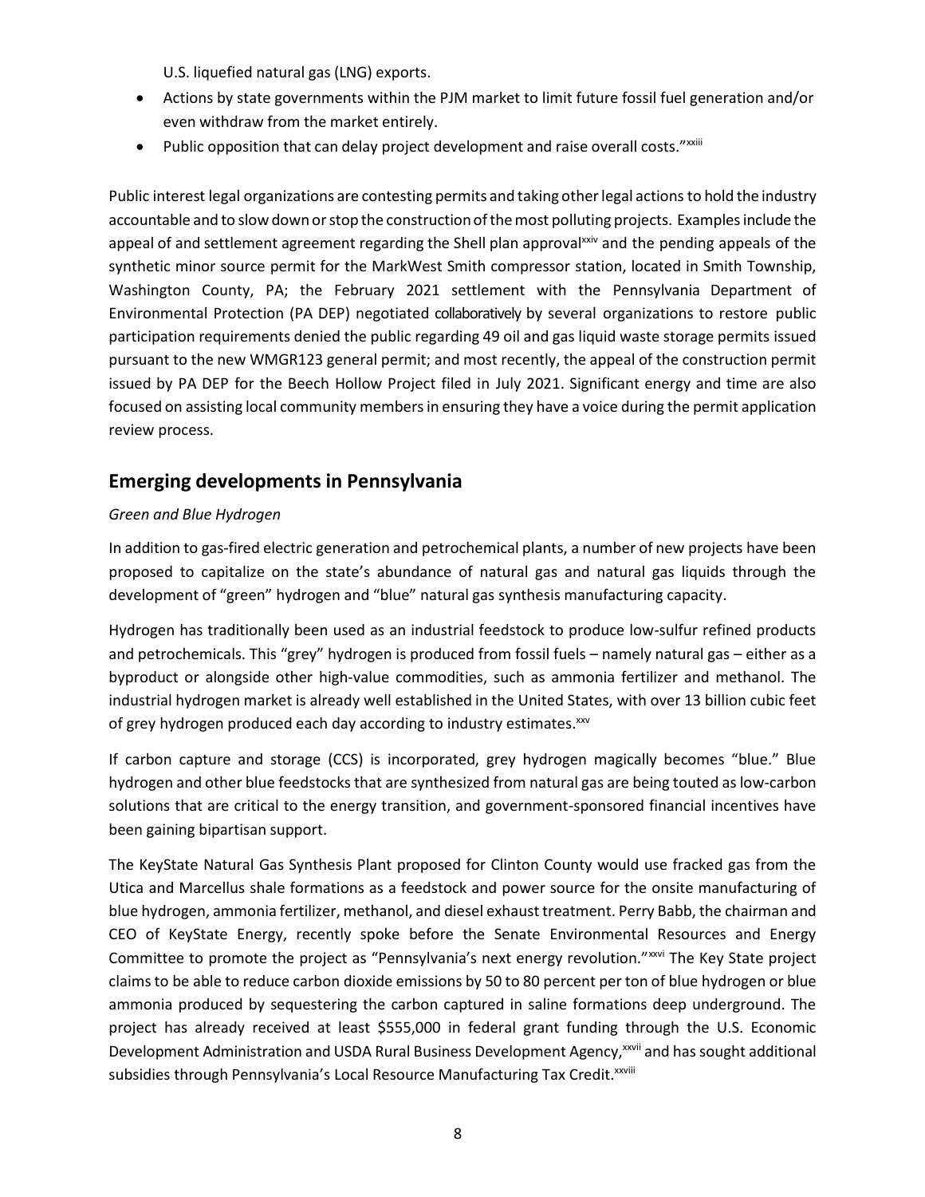U.S. liquefied natural gas (LNG) exports.

- Actions by state governments within the PJM market to limit future fossil fuel generation and/or even withdraw from the market entirely.
- Public opposition that can delay project development and raise overall costs."[xxiii]

Public interest legal organizations are contesting permits and taking other legal actions to hold the industry accountable and to slow down or stop the construction of the most polluting projects. Examples include the appeal of and settlement agreement regarding the Shell plan approval[xxiv] and the pending appeals of the synthetic minor source permit for the MarkWest Smith compressor station, located in Smith Township, Washington County, PA; the February 2021 settlement with the Pennsylvania Department of Environmental Protection (PA DEP) negotiated collaboratively by several organizations to restore public participation requirements denied the public regarding 49 oil and gas liquid waste storage permits issued pursuant to the new WMGR123 general permit; and most recently, the appeal of the construction permit issued by PA DEP for the Beech Hollow Project filed in July 2021. Significant energy and time are also focused on assisting local community members in ensuring they have a voice during the permit application review process.

## Emerging developments in Pennsylvania

*Green and Blue Hydrogen*

In addition to gas-fired electric generation and petrochemical plants, a number of new projects have been proposed to capitalize on the state's abundance of natural gas and natural gas liquids through the development of "green" hydrogen and "blue" natural gas synthesis manufacturing capacity.

Hydrogen has traditionally been used as an industrial feedstock to produce low-sulfur refined products and petrochemicals. This "grey" hydrogen is produced from fossil fuels – namely natural gas – either as a byproduct or alongside other high-value commodities, such as ammonia fertilizer and methanol. The industrial hydrogen market is already well established in the United States, with over 13 billion cubic feet of grey hydrogen produced each day according to industry estimates.[xxv]

If carbon capture and storage (CCS) is incorporated, grey hydrogen magically becomes "blue." Blue hydrogen and other blue feedstocks that are synthesized from natural gas are being touted as low-carbon solutions that are critical to the energy transition, and government-sponsored financial incentives have been gaining bipartisan support.

The KeyState Natural Gas Synthesis Plant proposed for Clinton County would use fracked gas from the Utica and Marcellus shale formations as a feedstock and power source for the onsite manufacturing of blue hydrogen, ammonia fertilizer, methanol, and diesel exhaust treatment. Perry Babb, the chairman and CEO of KeyState Energy, recently spoke before the Senate Environmental Resources and Energy Committee to promote the project as "Pennsylvania's next energy revolution."[xxvi] The Key State project claims to be able to reduce carbon dioxide emissions by 50 to 80 percent per ton of blue hydrogen or blue ammonia produced by sequestering the carbon captured in saline formations deep underground. The project has already received at least $555,000 in federal grant funding through the U.S. Economic Development Administration and USDA Rural Business Development Agency,[xxvii] and has sought additional subsidies through Pennsylvania's Local Resource Manufacturing Tax Credit.[xxviii]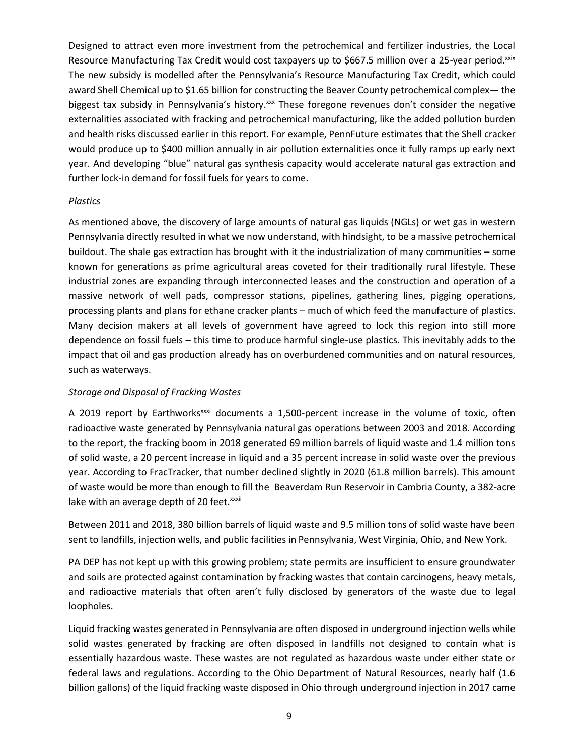Designed to attract even more investment from the petrochemical and fertilizer industries, the Local Resource Manufacturing Tax Credit would cost taxpayers up to $667.5 million over a 25-year period.[xxix] The new subsidy is modelled after the Pennsylvania's Resource Manufacturing Tax Credit, which could award Shell Chemical up to $1.65 billion for constructing the Beaver County petrochemical complex— the biggest tax subsidy in Pennsylvania's history.[xxx] These foregone revenues don't consider the negative externalities associated with fracking and petrochemical manufacturing, like the added pollution burden and health risks discussed earlier in this report. For example, PennFuture estimates that the Shell cracker would produce up to $400 million annually in air pollution externalities once it fully ramps up early next year. And developing "blue" natural gas synthesis capacity would accelerate natural gas extraction and further lock-in demand for fossil fuels for years to come.

*Plastics*

As mentioned above, the discovery of large amounts of natural gas liquids (NGLs) or wet gas in western Pennsylvania directly resulted in what we now understand, with hindsight, to be a massive petrochemical buildout. The shale gas extraction has brought with it the industrialization of many communities – some known for generations as prime agricultural areas coveted for their traditionally rural lifestyle. These industrial zones are expanding through interconnected leases and the construction and operation of a massive network of well pads, compressor stations, pipelines, gathering lines, pigging operations, processing plants and plans for ethane cracker plants – much of which feed the manufacture of plastics. Many decision makers at all levels of government have agreed to lock this region into still more dependence on fossil fuels – this time to produce harmful single-use plastics. This inevitably adds to the impact that oil and gas production already has on overburdened communities and on natural resources, such as waterways.

*Storage and Disposal of Fracking Wastes*

A 2019 report by Earthworks[xxxi] documents a 1,500-percent increase in the volume of toxic, often radioactive waste generated by Pennsylvania natural gas operations between 2003 and 2018. According to the report, the fracking boom in 2018 generated 69 million barrels of liquid waste and 1.4 million tons of solid waste, a 20 percent increase in liquid and a 35 percent increase in solid waste over the previous year. According to FracTracker, that number declined slightly in 2020 (61.8 million barrels). This amount of waste would be more than enough to fill the Beaverdam Run Reservoir in Cambria County, a 382-acre lake with an average depth of 20 feet.[xxxii]

Between 2011 and 2018, 380 billion barrels of liquid waste and 9.5 million tons of solid waste have been sent to landfills, injection wells, and public facilities in Pennsylvania, West Virginia, Ohio, and New York.

PA DEP has not kept up with this growing problem; state permits are insufficient to ensure groundwater and soils are protected against contamination by fracking wastes that contain carcinogens, heavy metals, and radioactive materials that often aren't fully disclosed by generators of the waste due to legal loopholes.

Liquid fracking wastes generated in Pennsylvania are often disposed in underground injection wells while solid wastes generated by fracking are often disposed in landfills not designed to contain what is essentially hazardous waste. These wastes are not regulated as hazardous waste under either state or federal laws and regulations. According to the Ohio Department of Natural Resources, nearly half (1.6 billion gallons) of the liquid fracking waste disposed in Ohio through underground injection in 2017 came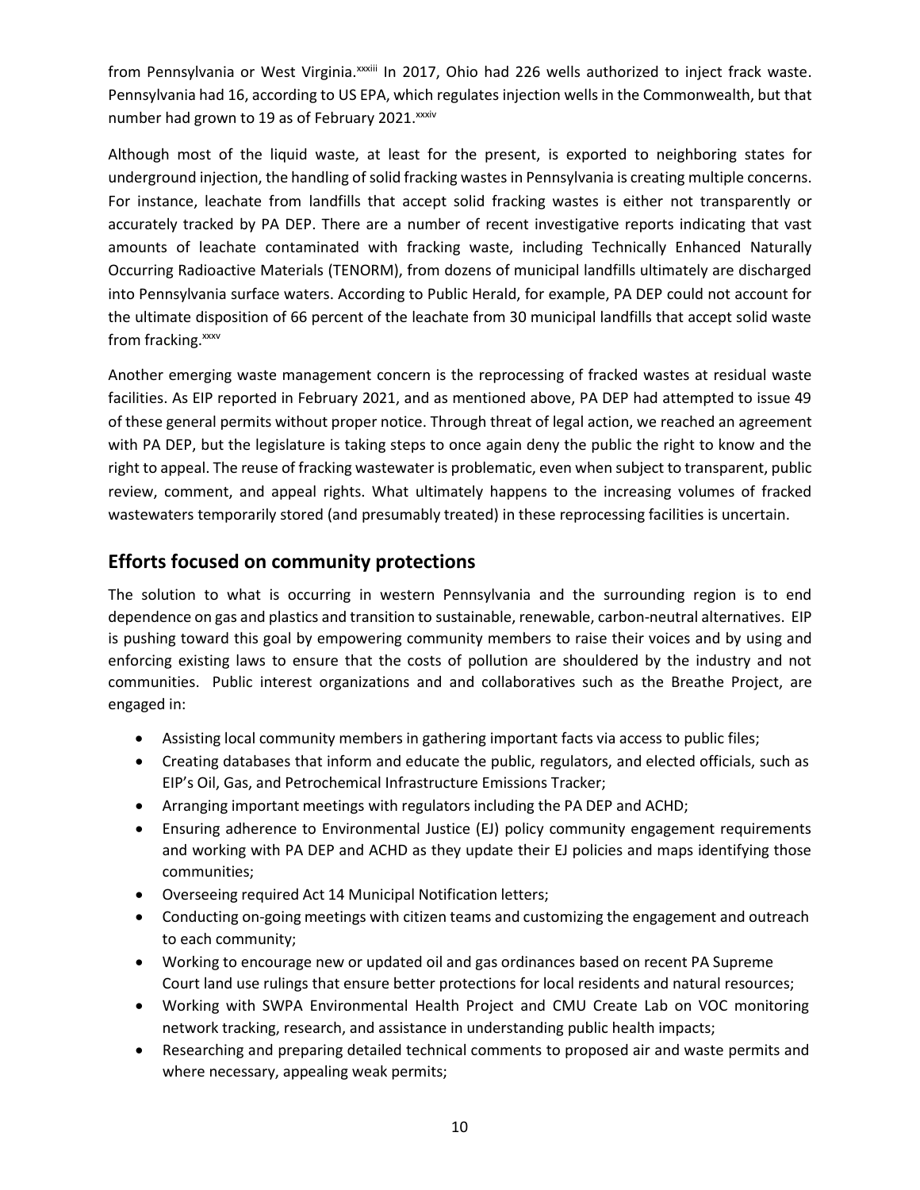from Pennsylvania or West Virginia.[xxxiii] In 2017, Ohio had 226 wells authorized to inject frack waste. Pennsylvania had 16, according to US EPA, which regulates injection wells in the Commonwealth, but that number had grown to 19 as of February 2021.[xxxiv]

Although most of the liquid waste, at least for the present, is exported to neighboring states for underground injection, the handling of solid fracking wastes in Pennsylvania is creating multiple concerns. For instance, leachate from landfills that accept solid fracking wastes is either not transparently or accurately tracked by PA DEP. There are a number of recent investigative reports indicating that vast amounts of leachate contaminated with fracking waste, including Technically Enhanced Naturally Occurring Radioactive Materials (TENORM), from dozens of municipal landfills ultimately are discharged into Pennsylvania surface waters. According to Public Herald, for example, PA DEP could not account for the ultimate disposition of 66 percent of the leachate from 30 municipal landfills that accept solid waste from fracking.[xxxv]

Another emerging waste management concern is the reprocessing of fracked wastes at residual waste facilities. As EIP reported in February 2021, and as mentioned above, PA DEP had attempted to issue 49 of these general permits without proper notice. Through threat of legal action, we reached an agreement with PA DEP, but the legislature is taking steps to once again deny the public the right to know and the right to appeal. The reuse of fracking wastewater is problematic, even when subject to transparent, public review, comment, and appeal rights. What ultimately happens to the increasing volumes of fracked wastewaters temporarily stored (and presumably treated) in these reprocessing facilities is uncertain.

## Efforts focused on community protections

The solution to what is occurring in western Pennsylvania and the surrounding region is to end dependence on gas and plastics and transition to sustainable, renewable, carbon-neutral alternatives. EIP is pushing toward this goal by empowering community members to raise their voices and by using and enforcing existing laws to ensure that the costs of pollution are shouldered by the industry and not communities. Public interest organizations and and collaboratives such as the Breathe Project, are engaged in:

- Assisting local community members in gathering important facts via access to public files;
- Creating databases that inform and educate the public, regulators, and elected officials, such as EIP's Oil, Gas, and Petrochemical Infrastructure Emissions Tracker;
- Arranging important meetings with regulators including the PA DEP and ACHD;
- Ensuring adherence to Environmental Justice (EJ) policy community engagement requirements and working with PA DEP and ACHD as they update their EJ policies and maps identifying those communities;
- Overseeing required Act 14 Municipal Notification letters;
- Conducting on-going meetings with citizen teams and customizing the engagement and outreach to each community;
- Working to encourage new or updated oil and gas ordinances based on recent PA Supreme Court land use rulings that ensure better protections for local residents and natural resources;
- Working with SWPA Environmental Health Project and CMU Create Lab on VOC monitoring network tracking, research, and assistance in understanding public health impacts;
- Researching and preparing detailed technical comments to proposed air and waste permits and where necessary, appealing weak permits;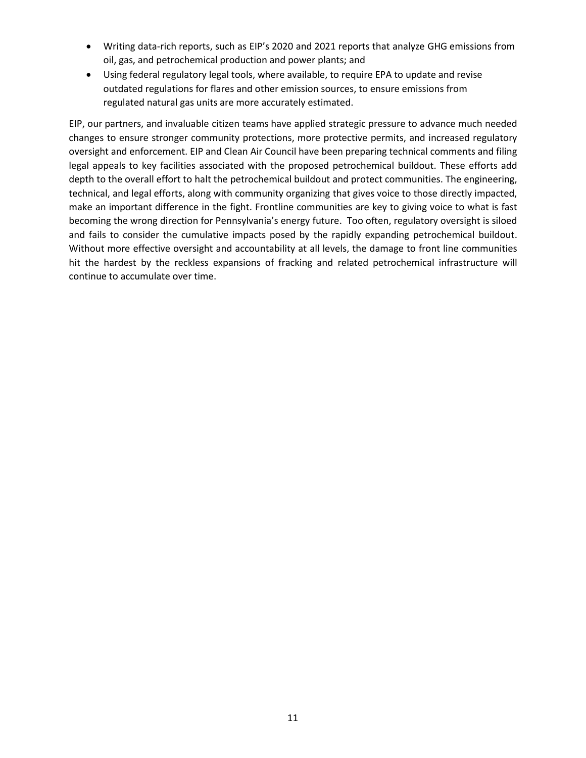- Writing data-rich reports, such as EIP's 2020 and 2021 reports that analyze GHG emissions from oil, gas, and petrochemical production and power plants; and
- Using federal regulatory legal tools, where available, to require EPA to update and revise outdated regulations for flares and other emission sources, to ensure emissions from regulated natural gas units are more accurately estimated.

EIP, our partners, and invaluable citizen teams have applied strategic pressure to advance much needed changes to ensure stronger community protections, more protective permits, and increased regulatory oversight and enforcement. EIP and Clean Air Council have been preparing technical comments and filing legal appeals to key facilities associated with the proposed petrochemical buildout. These efforts add depth to the overall effort to halt the petrochemical buildout and protect communities. The engineering, technical, and legal efforts, along with community organizing that gives voice to those directly impacted, make an important difference in the fight. Frontline communities are key to giving voice to what is fast becoming the wrong direction for Pennsylvania's energy future. Too often, regulatory oversight is siloed and fails to consider the cumulative impacts posed by the rapidly expanding petrochemical buildout. Without more effective oversight and accountability at all levels, the damage to front line communities hit the hardest by the reckless expansions of fracking and related petrochemical infrastructure will continue to accumulate over time.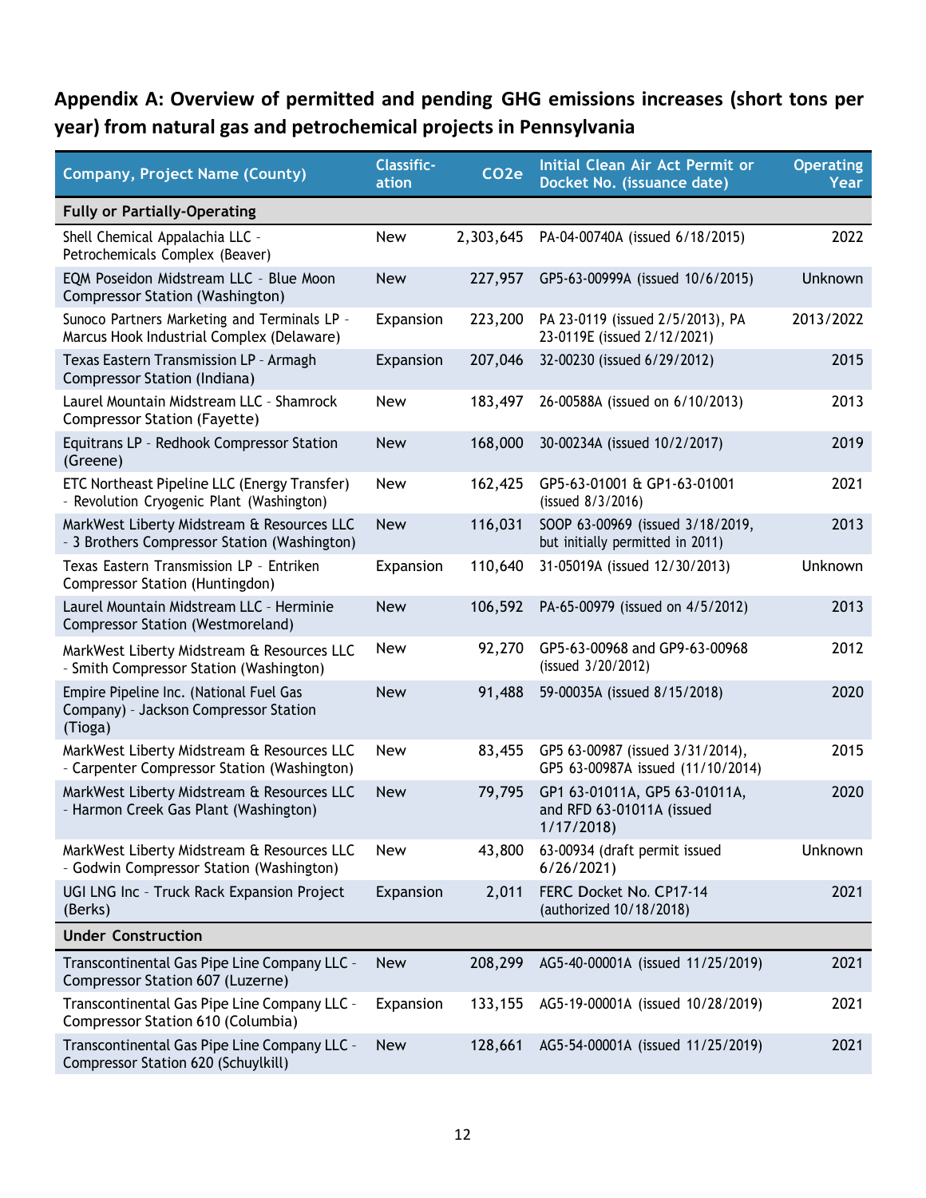## Appendix A: Overview of permitted and pending GHG emissions increases (short tons per year) from natural gas and petrochemical projects in Pennsylvania

| Company, Project Name (County) | Classific-ation | $CO_2e$ | Initial Clean Air Act Permit or Docket No. (issuance date) | Operating Year |
|---|---|---|---|---|
| **Fully or Partially-Operating** | | | | |
| Shell Chemical Appalachia LLC - Petrochemicals Complex (Beaver) | New | 2,303,645 | PA-04-00740A (issued 6/18/2015) | 2022 |
| EQM Poseidon Midstream LLC - Blue Moon Compressor Station (Washington) | New | 227,957 | GP5-63-00999A (issued 10/6/2015) | Unknown |
| Sunoco Partners Marketing and Terminals LP - Marcus Hook Industrial Complex (Delaware) | Expansion | 223,200 | PA 23-0119 (issued 2/5/2013), PA 23-0119E (issued 2/12/2021) | 2013/2022 |
| Texas Eastern Transmission LP - Armagh Compressor Station (Indiana) | Expansion | 207,046 | 32-00230 (issued 6/29/2012) | 2015 |
| Laurel Mountain Midstream LLC - Shamrock Compressor Station (Fayette) | New | 183,497 | 26-00588A (issued on 6/10/2013) | 2013 |
| Equitrans LP - Redhook Compressor Station (Greene) | New | 168,000 | 30-00234A (issued 10/2/2017) | 2019 |
| ETC Northeast Pipeline LLC (Energy Transfer) - Revolution Cryogenic Plant (Washington) | New | 162,425 | GP5-63-01001 & GP1-63-01001 (issued 8/3/2016) | 2021 |
| MarkWest Liberty Midstream & Resources LLC - 3 Brothers Compressor Station (Washington) | New | 116,031 | SOOP 63-00969 (issued 3/18/2019, but initially permitted in 2011) | 2013 |
| Texas Eastern Transmission LP - Entriken Compressor Station (Huntingdon) | Expansion | 110,640 | 31-05019A (issued 12/30/2013) | Unknown |
| Laurel Mountain Midstream LLC - Herminie Compressor Station (Westmoreland) | New | 106,592 | PA-65-00979 (issued on 4/5/2012) | 2013 |
| MarkWest Liberty Midstream & Resources LLC - Smith Compressor Station (Washington) | New | 92,270 | GP5-63-00968 and GP9-63-00968 (issued 3/20/2012) | 2012 |
| Empire Pipeline Inc. (National Fuel Gas Company) - Jackson Compressor Station (Tioga) | New | 91,488 | 59-00035A (issued 8/15/2018) | 2020 |
| MarkWest Liberty Midstream & Resources LLC - Carpenter Compressor Station (Washington) | New | 83,455 | GP5 63-00987 (issued 3/31/2014), GP5 63-00987A issued (11/10/2014) | 2015 |
| MarkWest Liberty Midstream & Resources LLC - Harmon Creek Gas Plant (Washington) | New | 79,795 | GP1 63-01011A, GP5 63-01011A, and RFD 63-01011A (issued 1/17/2018) | 2020 |
| MarkWest Liberty Midstream & Resources LLC - Godwin Compressor Station (Washington) | New | 43,800 | 63-00934 (draft permit issued 6/26/2021) | Unknown |
| UGI LNG Inc - Truck Rack Expansion Project (Berks) | Expansion | 2,011 | FERC Docket No. CP17-14 (authorized 10/18/2018) | 2021 |
| **Under Construction** | | | | |
| Transcontinental Gas Pipe Line Company LLC - Compressor Station 607 (Luzerne) | New | 208,299 | AG5-40-00001A (issued 11/25/2019) | 2021 |
| Transcontinental Gas Pipe Line Company LLC - Compressor Station 610 (Columbia) | Expansion | 133,155 | AG5-19-00001A (issued 10/28/2019) | 2021 |
| Transcontinental Gas Pipe Line Company LLC - Compressor Station 620 (Schuylkill) | New | 128,661 | AG5-54-00001A (issued 11/25/2019) | 2021 |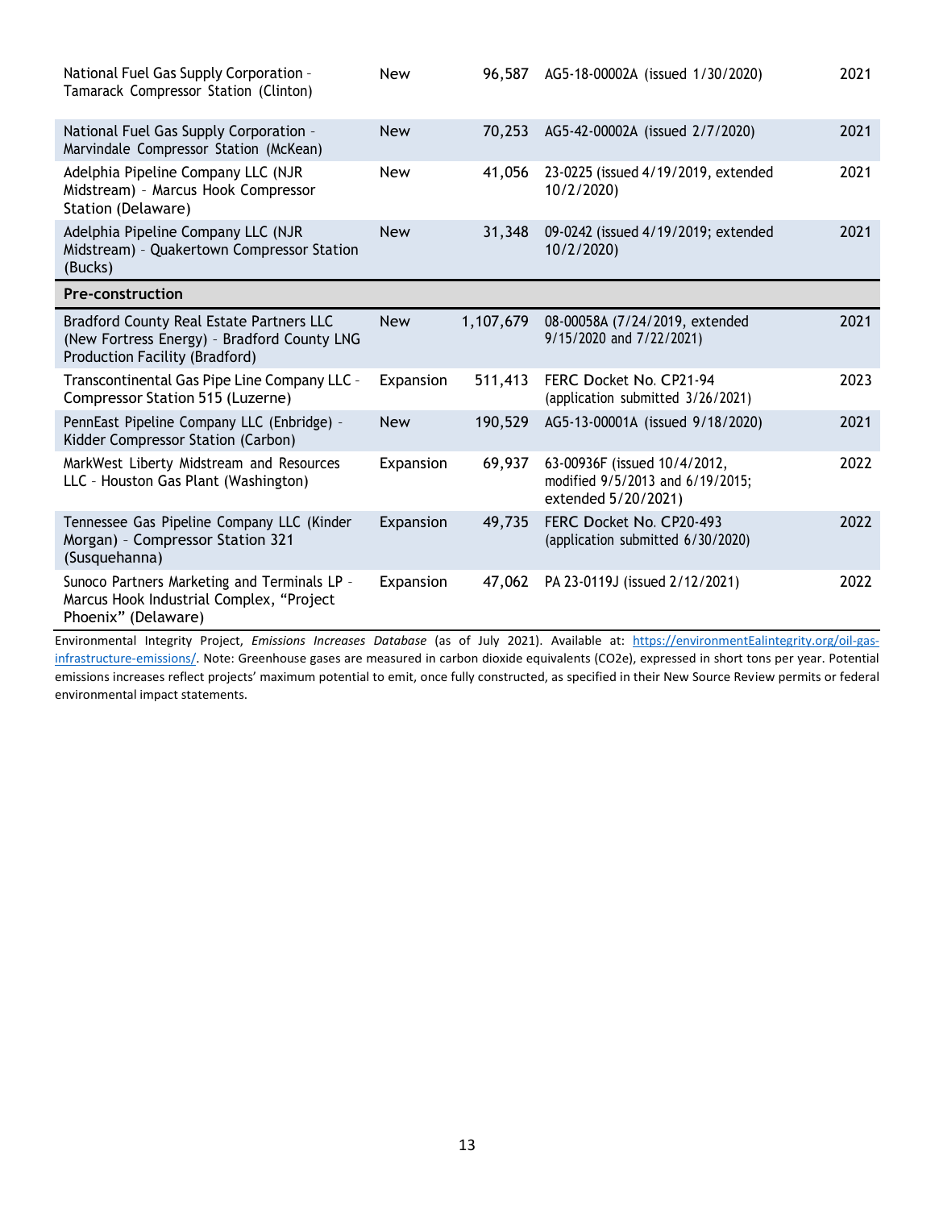| | | | | |
|---|---|---|---|---|
| National Fuel Gas Supply Corporation - Tamarack Compressor Station (Clinton) | New | 96,587 | AG5-18-00002A (issued 1/30/2020) | 2021 |
| National Fuel Gas Supply Corporation - Marvindale Compressor Station (McKean) | New | 70,253 | AG5-42-00002A (issued 2/7/2020) | 2021 |
| Adelphia Pipeline Company LLC (NJR Midstream) - Marcus Hook Compressor Station (Delaware) | New | 41,056 | 23-0225 (issued 4/19/2019, extended 10/2/2020) | 2021 |
| Adelphia Pipeline Company LLC (NJR Midstream) - Quakertown Compressor Station (Bucks) | New | 31,348 | 09-0242 (issued 4/19/2019; extended 10/2/2020) | 2021 |
| **Pre-construction** | | | | |
| Bradford County Real Estate Partners LLC (New Fortress Energy) - Bradford County LNG Production Facility (Bradford) | New | 1,107,679 | 08-00058A (7/24/2019, extended 9/15/2020 and 7/22/2021) | 2021 |
| Transcontinental Gas Pipe Line Company LLC - Compressor Station 515 (Luzerne) | Expansion | 511,413 | FERC Docket No. CP21-94 (application submitted 3/26/2021) | 2023 |
| PennEast Pipeline Company LLC (Enbridge) - Kidder Compressor Station (Carbon) | New | 190,529 | AG5-13-00001A (issued 9/18/2020) | 2021 |
| MarkWest Liberty Midstream and Resources LLC - Houston Gas Plant (Washington) | Expansion | 69,937 | 63-00936F (issued 10/4/2012, modified 9/5/2013 and 6/19/2015; extended 5/20/2021) | 2022 |
| Tennessee Gas Pipeline Company LLC (Kinder Morgan) - Compressor Station 321 (Susquehanna) | Expansion | 49,735 | FERC Docket No. CP20-493 (application submitted 6/30/2020) | 2022 |
| Sunoco Partners Marketing and Terminals LP - Marcus Hook Industrial Complex, "Project Phoenix" (Delaware) | Expansion | 47,062 | PA 23-0119J (issued 2/12/2021) | 2022 |

Environmental Integrity Project, *Emissions Increases Database* (as of July 2021). Available at: https://environmentealintegrity.org/oil-gas-infrastructure-emissions/. Note: Greenhouse gases are measured in carbon dioxide equivalents ($CO_2e$), expressed in short tons per year. Potential emissions increases reflect projects' maximum potential to emit, once fully constructed, as specified in their New Source Review permits or federal environmental impact statements.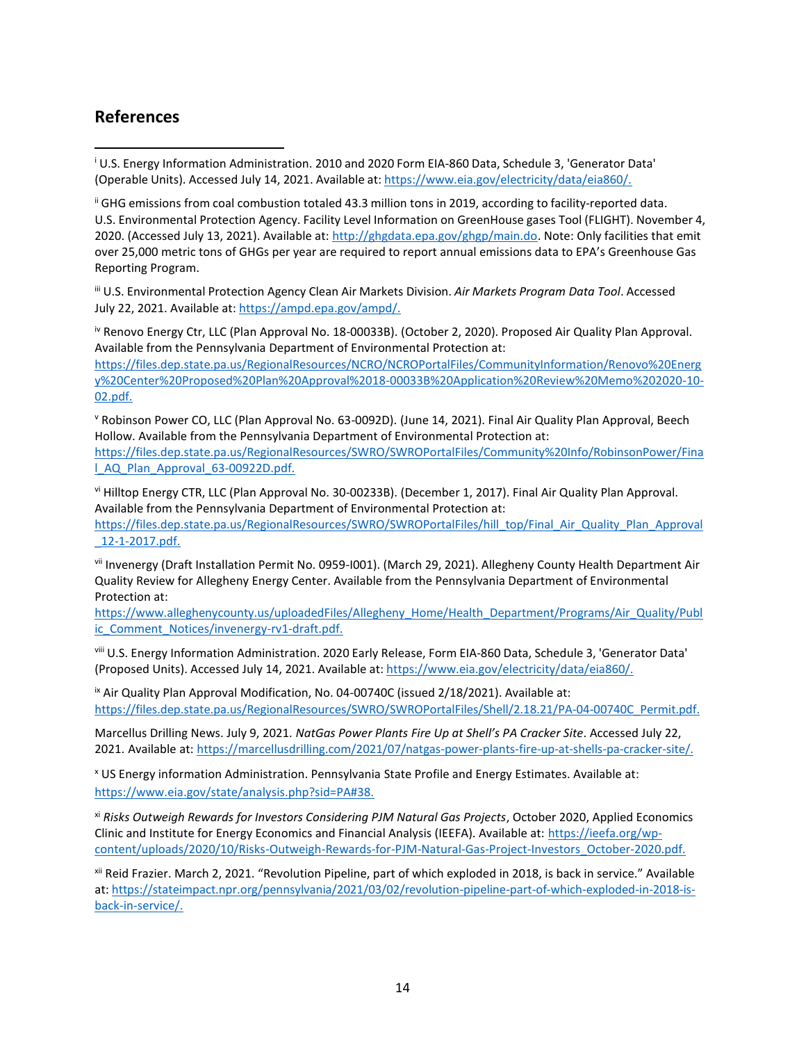## References

[i] U.S. Energy Information Administration. 2010 and 2020 Form EIA-860 Data, Schedule 3, 'Generator Data' (Operable Units). Accessed July 14, 2021. Available at: https://www.eia.gov/electricity/data/eia860/.

[ii] GHG emissions from coal combustion totaled 43.3 million tons in 2019, according to facility-reported data. U.S. Environmental Protection Agency. Facility Level Information on GreenHouse gases Tool (FLIGHT). November 4, 2020. (Accessed July 13, 2021). Available at: http://ghgdata.epa.gov/ghgp/main.do. Note: Only facilities that emit over 25,000 metric tons of GHGs per year are required to report annual emissions data to EPA's Greenhouse Gas Reporting Program.

[iii] U.S. Environmental Protection Agency Clean Air Markets Division. *Air Markets Program Data Tool*. Accessed July 22, 2021. Available at: https://ampd.epa.gov/ampd/.

[iv] Renovo Energy Ctr, LLC (Plan Approval No. 18-00033B). (October 2, 2020). Proposed Air Quality Plan Approval. Available from the Pennsylvania Department of Environmental Protection at: https://files.dep.state.pa.us/RegionalResources/NCRO/NCROPortalFiles/CommunityInformation/Renovo%20Energy%20Center%20Proposed%20Plan%20Approval%2018-00033B%20Application%20Review%20Memo%202020-10-02.pdf.

[v] Robinson Power CO, LLC (Plan Approval No. 63-0092D). (June 14, 2021). Final Air Quality Plan Approval, Beech Hollow. Available from the Pennsylvania Department of Environmental Protection at: https://files.dep.state.pa.us/RegionalResources/SWRO/SWROPortalFiles/Community%20Info/RobinsonPower/Final_AQ_Plan_Approval_63-00922D.pdf.

[vi] Hilltop Energy CTR, LLC (Plan Approval No. 30-00233B). (December 1, 2017). Final Air Quality Plan Approval. Available from the Pennsylvania Department of Environmental Protection at: https://files.dep.state.pa.us/RegionalResources/SWRO/SWROPortalFiles/hill_top/Final_Air_Quality_Plan_Approval_12-1-2017.pdf.

[vii] Invenergy (Draft Installation Permit No. 0959-I001). (March 29, 2021). Allegheny County Health Department Air Quality Review for Allegheny Energy Center. Available from the Pennsylvania Department of Environmental Protection at: https://www.alleghenycounty.us/uploadedFiles/Allegheny_Home/Health_Department/Programs/Air_Quality/Public_Comment_Notices/invenergy-rv1-draft.pdf.

[viii] U.S. Energy Information Administration. 2020 Early Release, Form EIA-860 Data, Schedule 3, 'Generator Data' (Proposed Units). Accessed July 14, 2021. Available at: https://www.eia.gov/electricity/data/eia860/.

[ix] Air Quality Plan Approval Modification, No. 04-00740C (issued 2/18/2021). Available at: https://files.dep.state.pa.us/RegionalResources/SWRO/SWROPortalFiles/Shell/2.18.21/PA-04-00740C_Permit.pdf.

Marcellus Drilling News. July 9, 2021. *NatGas Power Plants Fire Up at Shell's PA Cracker Site*. Accessed July 22, 2021. Available at: https://marcellusdrilling.com/2021/07/natgas-power-plants-fire-up-at-shells-pa-cracker-site/.

[x] US Energy information Administration. Pennsylvania State Profile and Energy Estimates. Available at: https://www.eia.gov/state/analysis.php?sid=PA#38.

[xi] *Risks Outweigh Rewards for Investors Considering PJM Natural Gas Projects*, October 2020, Applied Economics Clinic and Institute for Energy Economics and Financial Analysis (IEEFA). Available at: https://ieefa.org/wp-content/uploads/2020/10/Risks-Outweigh-Rewards-for-PJM-Natural-Gas-Project-Investors_October-2020.pdf.

[xii] Reid Frazier. March 2, 2021. "Revolution Pipeline, part of which exploded in 2018, is back in service." Available at: https://stateimpact.npr.org/pennsylvania/2021/03/02/revolution-pipeline-part-of-which-exploded-in-2018-is-back-in-service/.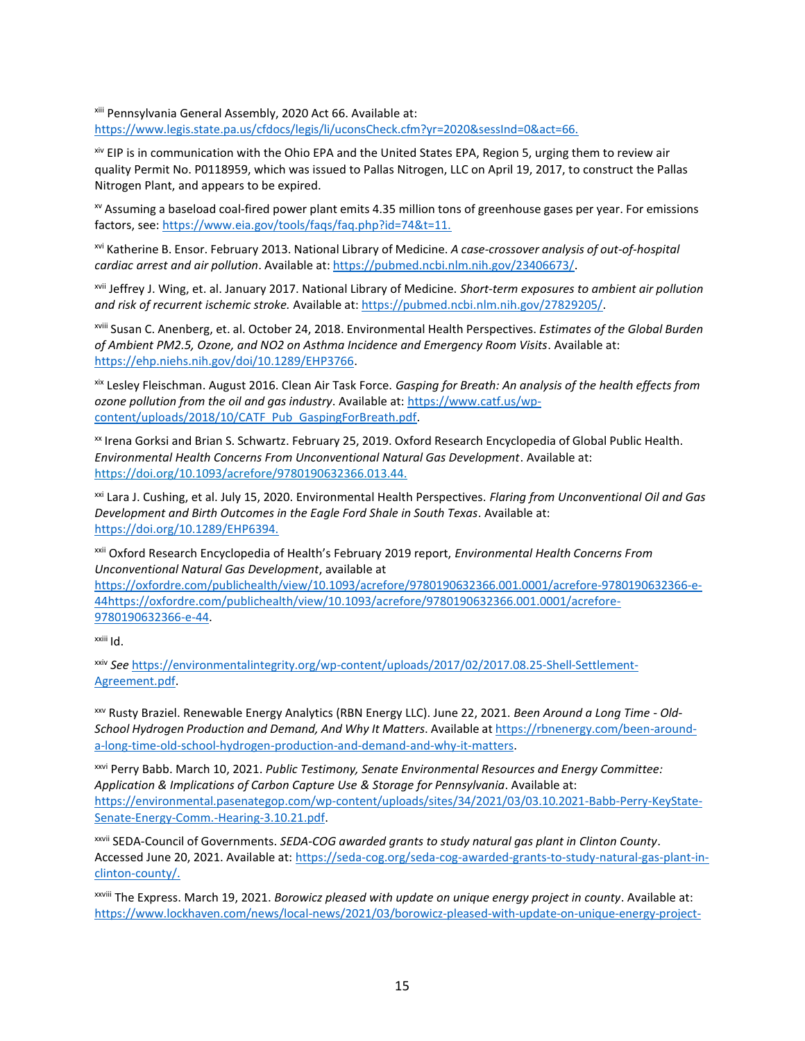[xiii] Pennsylvania General Assembly, 2020 Act 66. Available at: https://www.legis.state.pa.us/cfdocs/legis/li/uconsCheck.cfm?yr=2020&sessInd=0&act=66.

[xiv] EIP is in communication with the Ohio EPA and the United States EPA, Region 5, urging them to review air quality Permit No. P0118959, which was issued to Pallas Nitrogen, LLC on April 19, 2017, to construct the Pallas Nitrogen Plant, and appears to be expired.

[xv] Assuming a baseload coal-fired power plant emits 4.35 million tons of greenhouse gases per year. For emissions factors, see: https://www.eia.gov/tools/faqs/faq.php?id=74&t=11.

[xvi] Katherine B. Ensor. February 2013. National Library of Medicine. *A case-crossover analysis of out-of-hospital cardiac arrest and air pollution*. Available at: https://pubmed.ncbi.nlm.nih.gov/23406673/.

[xvii] Jeffrey J. Wing, et. al. January 2017. National Library of Medicine. *Short-term exposures to ambient air pollution and risk of recurrent ischemic stroke.* Available at: https://pubmed.ncbi.nlm.nih.gov/27829205/.

[xviii] Susan C. Anenberg, et. al. October 24, 2018. Environmental Health Perspectives. *Estimates of the Global Burden of Ambient PM2.5, Ozone, and NO2 on Asthma Incidence and Emergency Room Visits*. Available at: https://ehp.niehs.nih.gov/doi/10.1289/EHP3766.

[xix] Lesley Fleischman. August 2016. Clean Air Task Force. *Gasping for Breath: An analysis of the health effects from ozone pollution from the oil and gas industry*. Available at: https://www.catf.us/wp-content/uploads/2018/10/CATF_Pub_GaspingForBreath.pdf.

[xx] Irena Gorksi and Brian S. Schwartz. February 25, 2019. Oxford Research Encyclopedia of Global Public Health. *Environmental Health Concerns From Unconventional Natural Gas Development*. Available at: https://doi.org/10.1093/acrefore/9780190632366.013.44.

[xxi] Lara J. Cushing, et al. July 15, 2020. Environmental Health Perspectives. *Flaring from Unconventional Oil and Gas Development and Birth Outcomes in the Eagle Ford Shale in South Texas*. Available at: https://doi.org/10.1289/EHP6394.

[xxii] Oxford Research Encyclopedia of Health's February 2019 report, *Environmental Health Concerns From Unconventional Natural Gas Development*, available at https://oxfordre.com/publichealth/view/10.1093/acrefore/9780190632366.001.0001/acrefore-9780190632366-e-44https://oxfordre.com/publichealth/view/10.1093/acrefore/9780190632366.001.0001/acrefore-9780190632366-e-44.

[xxiii] Id.

[xxiv] *See* https://environmentalintegrity.org/wp-content/uploads/2017/02/2017.08.25-Shell-Settlement-Agreement.pdf.

[xxv] Rusty Braziel. Renewable Energy Analytics (RBN Energy LLC). June 22, 2021. *Been Around a Long Time - Old-School Hydrogen Production and Demand, And Why It Matters*. Available at https://rbnenergy.com/been-around-a-long-time-old-school-hydrogen-production-and-demand-and-why-it-matters.

[xxvi] Perry Babb. March 10, 2021. *Public Testimony, Senate Environmental Resources and Energy Committee: Application & Implications of Carbon Capture Use & Storage for Pennsylvania*. Available at: https://environmental.pasenategop.com/wp-content/uploads/sites/34/2021/03/03.10.2021-Babb-Perry-KeyState-Senate-Energy-Comm.-Hearing-3.10.21.pdf.

[xxvii] SEDA-Council of Governments. *SEDA-COG awarded grants to study natural gas plant in Clinton County*. Accessed June 20, 2021. Available at: https://seda-cog.org/seda-cog-awarded-grants-to-study-natural-gas-plant-in-clinton-county/.

[xxviii] The Express. March 19, 2021. *Borowicz pleased with update on unique energy project in county*. Available at: https://www.lockhaven.com/news/local-news/2021/03/borowicz-pleased-with-update-on-unique-energy-project-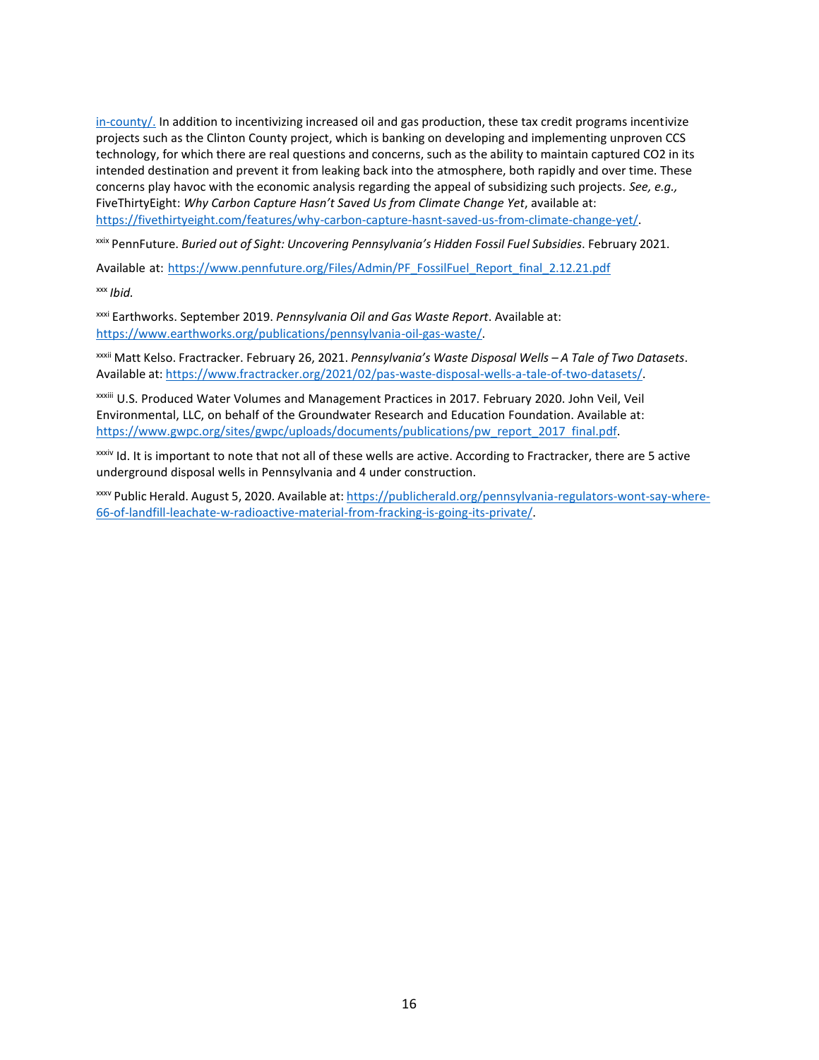in-county/. In addition to incentivizing increased oil and gas production, these tax credit programs incentivize projects such as the Clinton County project, which is banking on developing and implementing unproven CCS technology, for which there are real questions and concerns, such as the ability to maintain captured CO2 in its intended destination and prevent it from leaking back into the atmosphere, both rapidly and over time. These concerns play havoc with the economic analysis regarding the appeal of subsidizing such projects. *See, e.g.,* FiveThirtyEight: *Why Carbon Capture Hasn't Saved Us from Climate Change Yet*, available at: https://fivethirtyeight.com/features/why-carbon-capture-hasnt-saved-us-from-climate-change-yet/.

[xxix] PennFuture. *Buried out of Sight: Uncovering Pennsylvania's Hidden Fossil Fuel Subsidies*. February 2021.

Available at: https://www.pennfuture.org/Files/Admin/PF_FossilFuel_Report_final_2.12.21.pdf

[xxx] *Ibid.*

[xxxi] Earthworks. September 2019. *Pennsylvania Oil and Gas Waste Report*. Available at: https://www.earthworks.org/publications/pennsylvania-oil-gas-waste/.

[xxxii] Matt Kelso. Fractracker. February 26, 2021. *Pennsylvania's Waste Disposal Wells – A Tale of Two Datasets*. Available at: https://www.fractracker.org/2021/02/pas-waste-disposal-wells-a-tale-of-two-datasets/.

[xxxiii] U.S. Produced Water Volumes and Management Practices in 2017. February 2020. John Veil, Veil Environmental, LLC, on behalf of the Groundwater Research and Education Foundation. Available at: https://www.gwpc.org/sites/gwpc/uploads/documents/publications/pw_report_2017_final.pdf.

[xxxiv] Id. It is important to note that not all of these wells are active. According to Fractracker, there are 5 active underground disposal wells in Pennsylvania and 4 under construction.

[xxxv] Public Herald. August 5, 2020. Available at: https://publicherald.org/pennsylvania-regulators-wont-say-where-66-of-landfill-leachate-w-radioactive-material-from-fracking-is-going-its-private/.